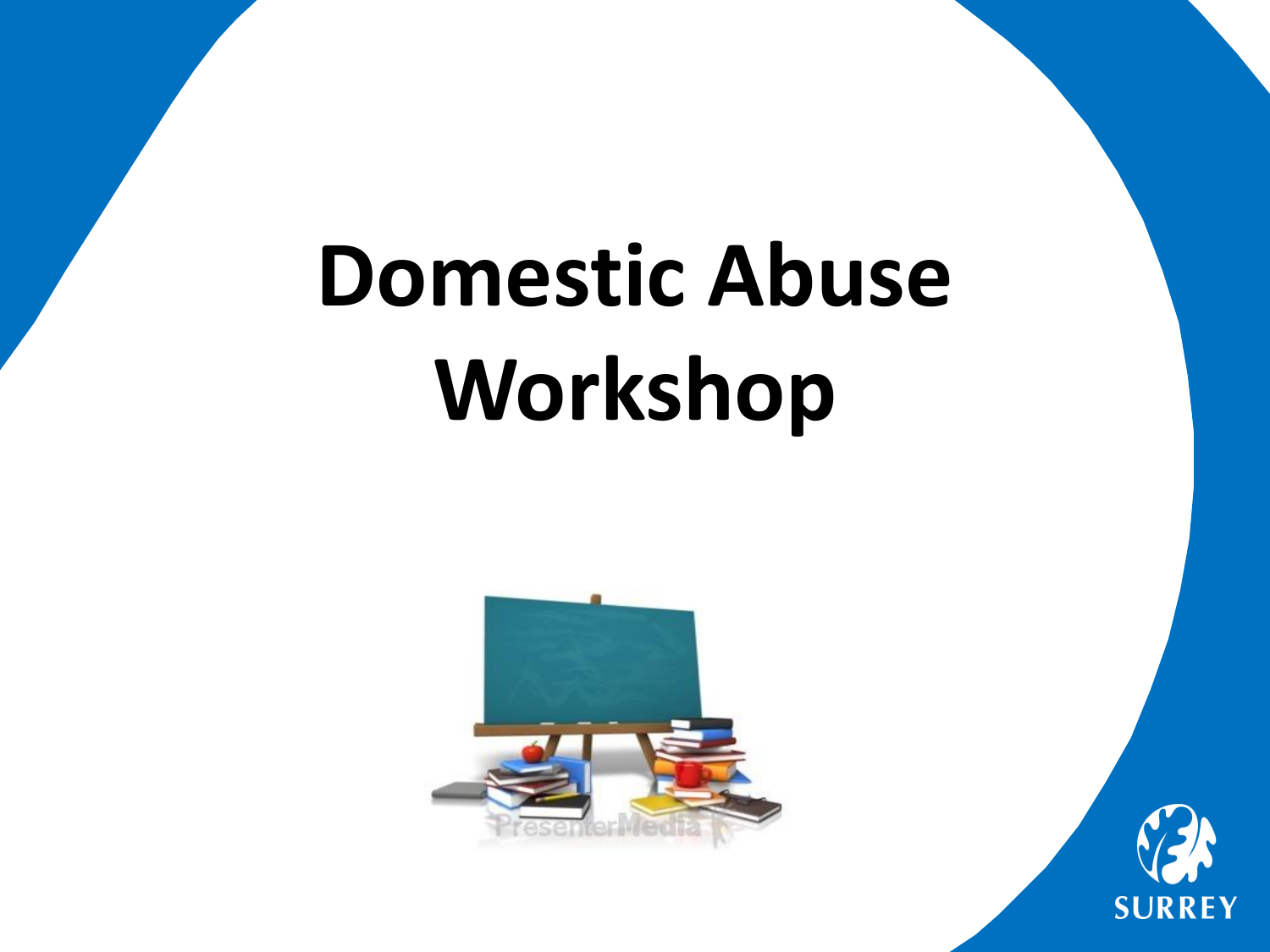# Domestic Abuse Workshop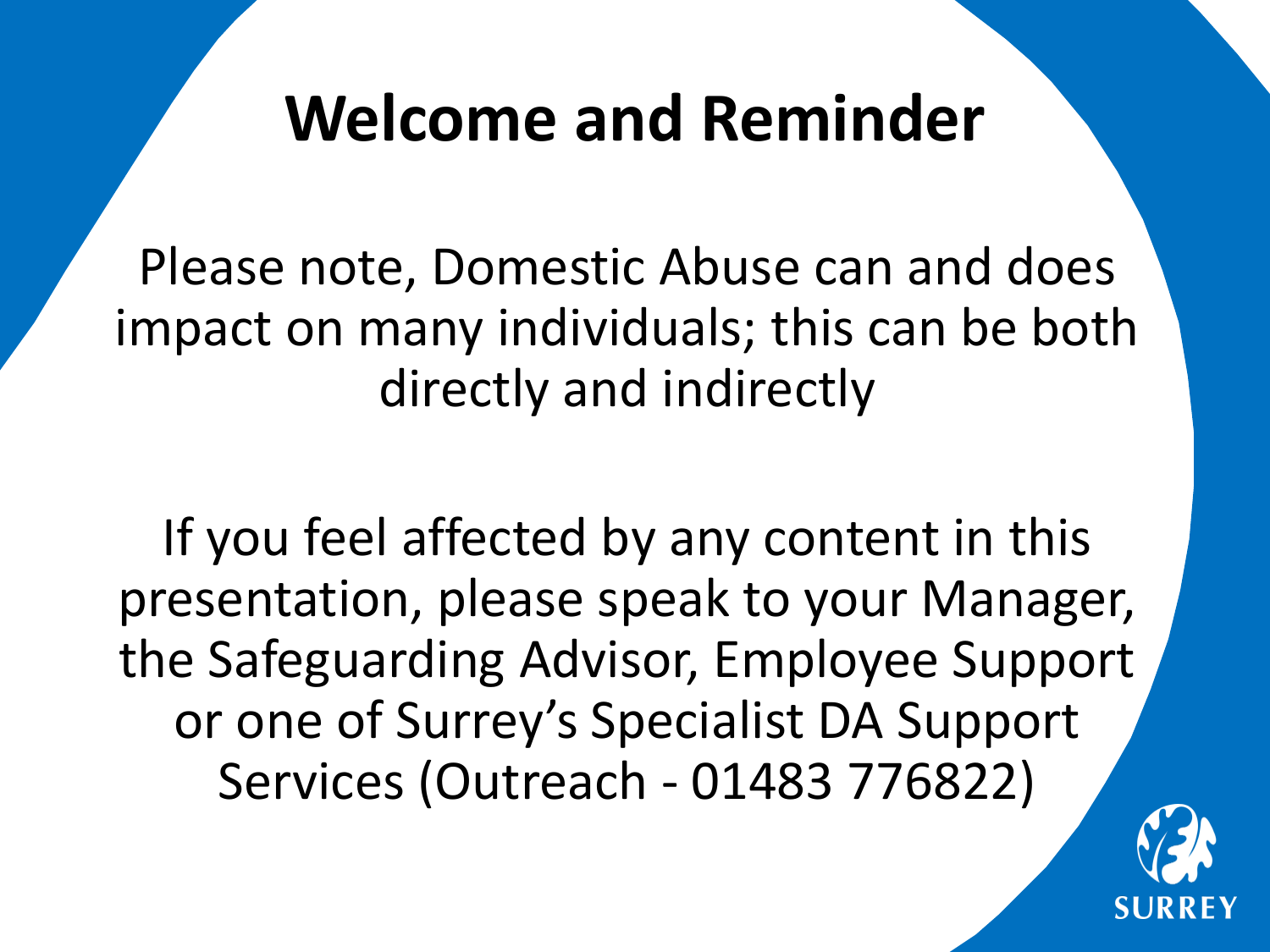# Welcome and Reminder

Please note, Domestic Abuse can and does impact on many individuals; this can be both directly and indirectly

If you feel affected by any content in this presentation, please speak to your Manager, the Safeguarding Advisor, Employee Support or one of Surrey's Specialist DA Support Services (Outreach - 01483 776822)

SURREY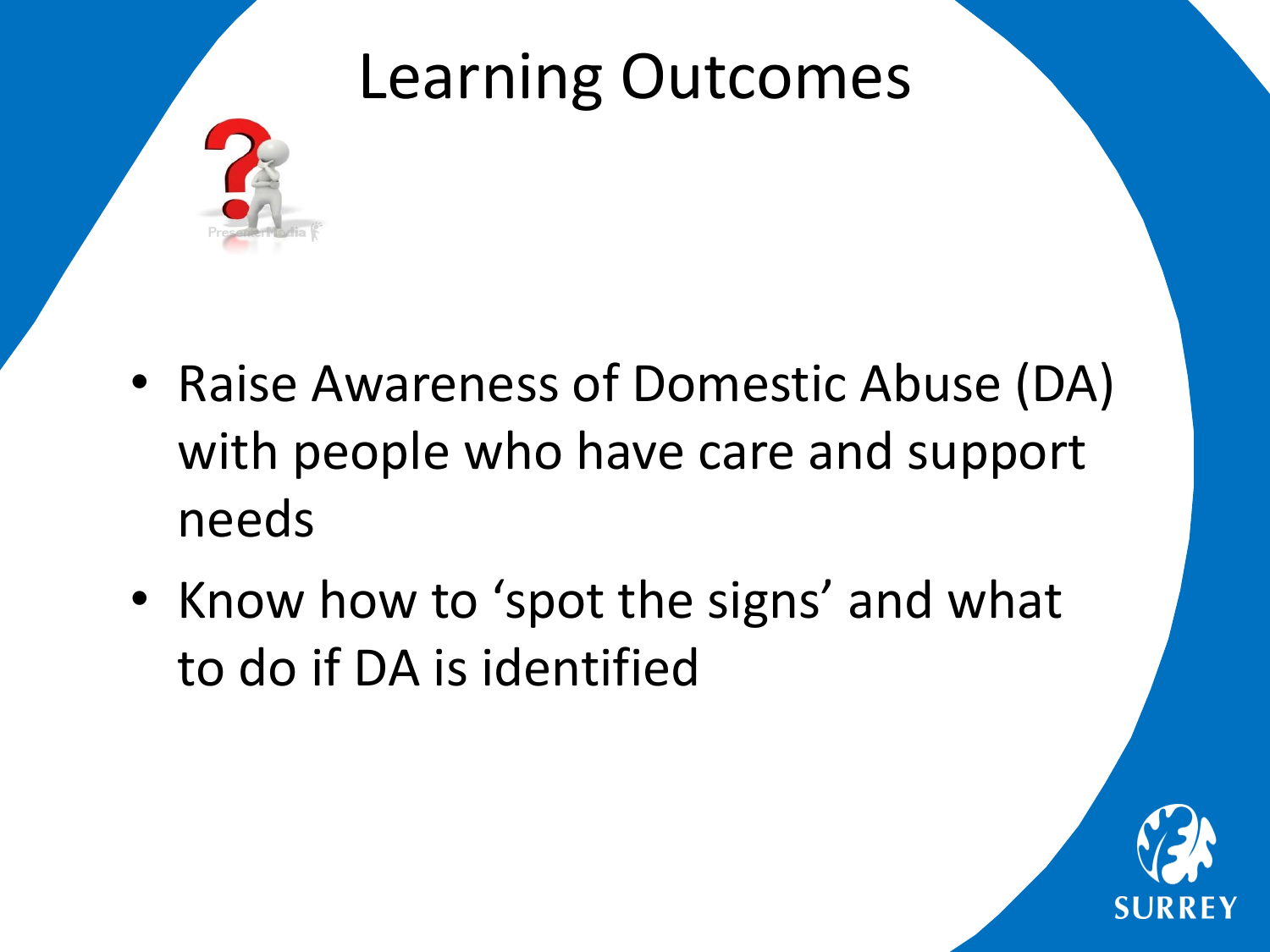# Learning Outcomes

- Raise Awareness of Domestic Abuse (DA) with people who have care and support needs
- Know how to 'spot the signs' and what to do if DA is identified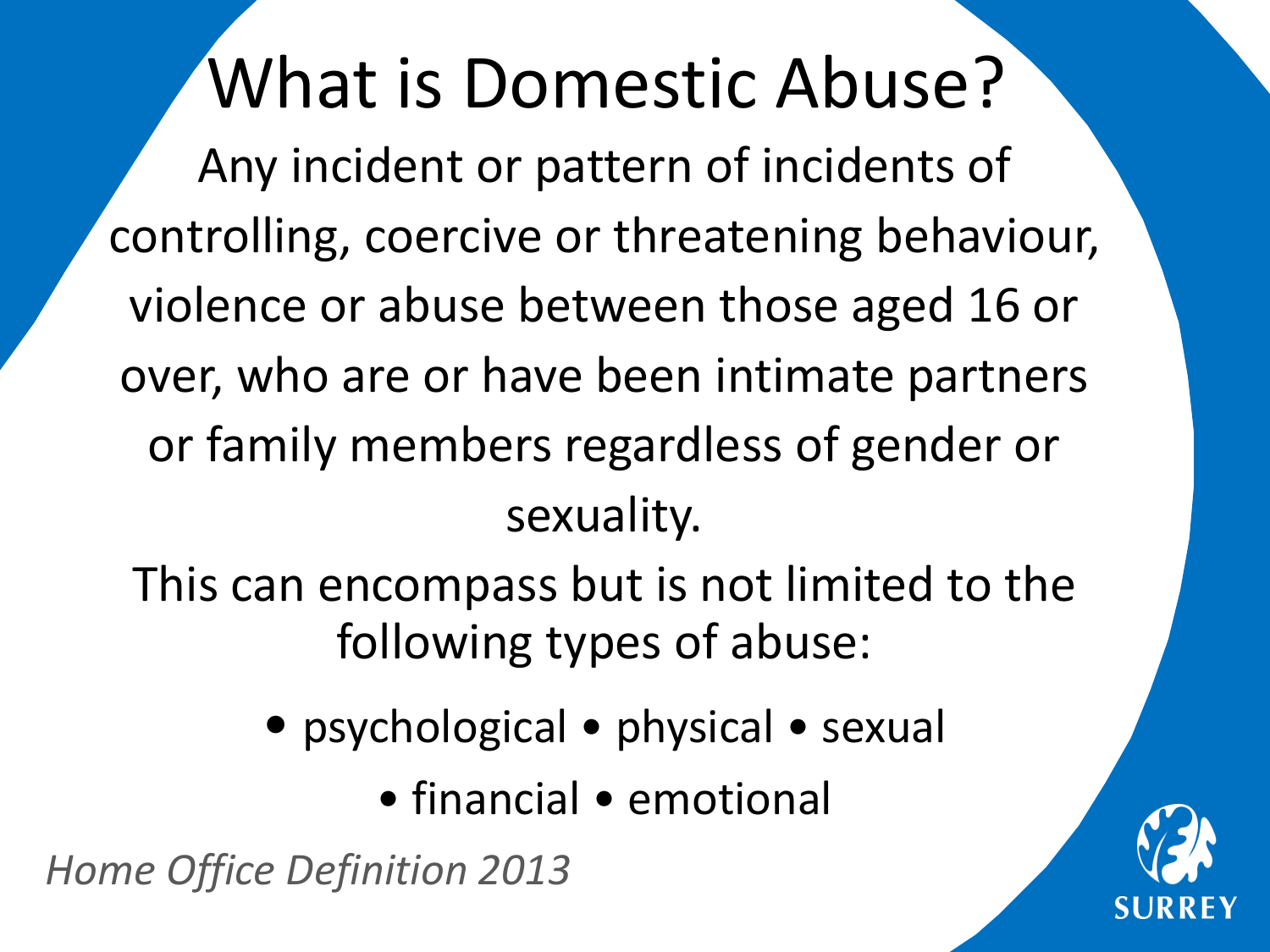# What is Domestic Abuse?

Any incident or pattern of incidents of controlling, coercive or threatening behaviour, violence or abuse between those aged 16 or over, who are or have been intimate partners or family members regardless of gender or sexuality.

This can encompass but is not limited to the following types of abuse:

- psychological
- physical
- sexual
- financial
- emotional

*Home Office Definition 2013*

SURREY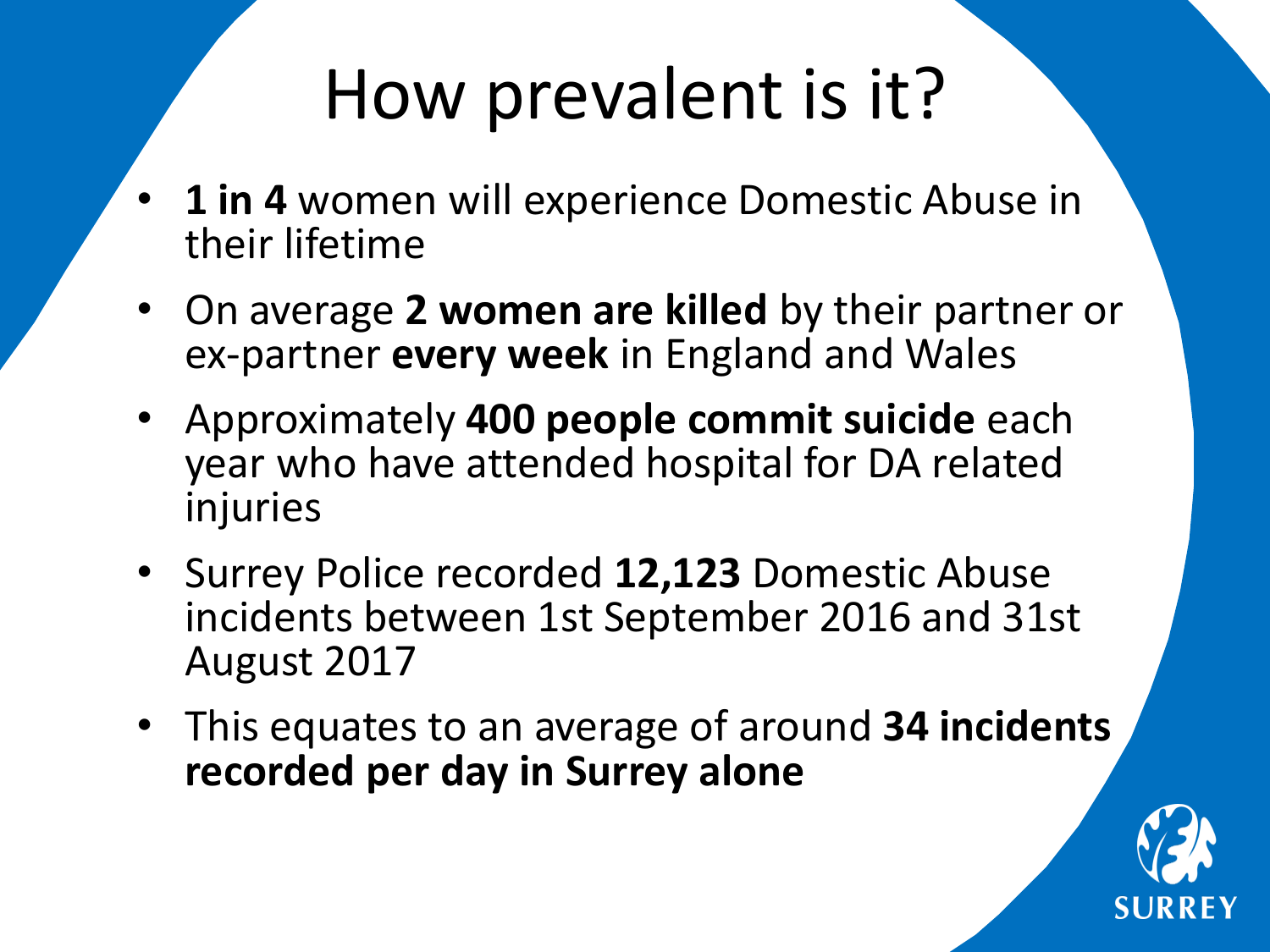# How prevalent is it?

- **1 in 4** women will experience Domestic Abuse in their lifetime
- On average **2 women are killed** by their partner or ex-partner **every week** in England and Wales
- Approximately **400 people commit suicide** each year who have attended hospital for DA related injuries
- Surrey Police recorded **12,123** Domestic Abuse incidents between 1st September 2016 and 31st August 2017
- This equates to an average of around **34 incidents recorded per day in Surrey alone**

SURREY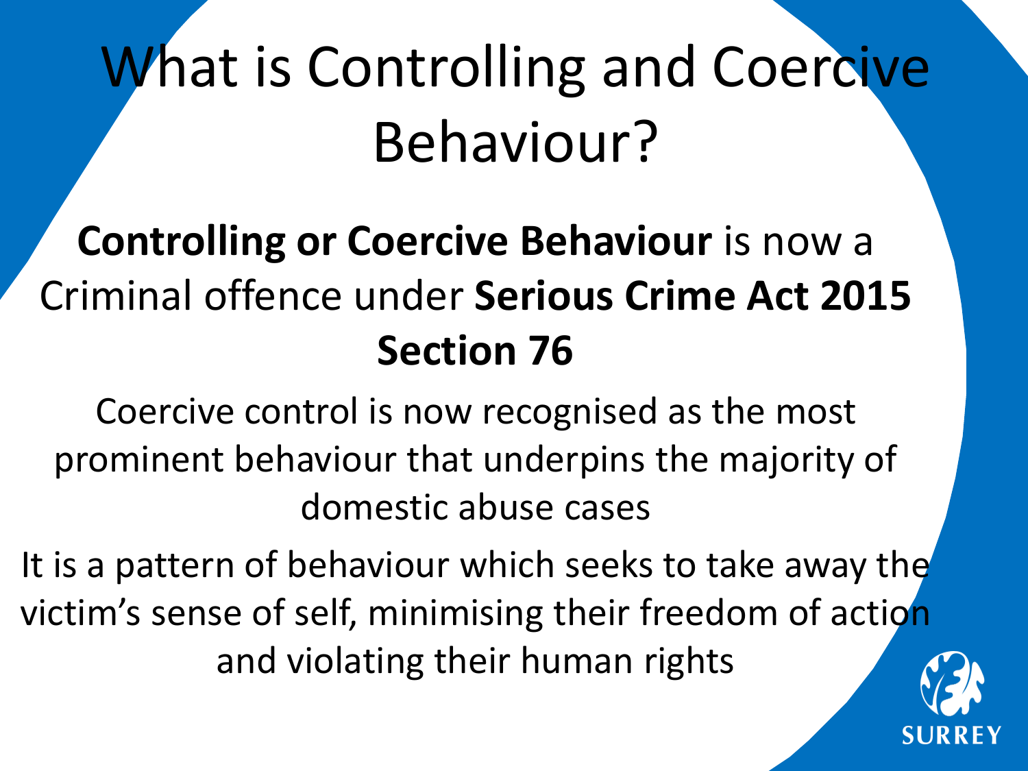# What is Controlling and Coercive Behaviour?

**Controlling or Coercive Behaviour** is now a Criminal offence under **Serious Crime Act 2015 Section 76**

Coercive control is now recognised as the most prominent behaviour that underpins the majority of domestic abuse cases

It is a pattern of behaviour which seeks to take away the victim's sense of self, minimising their freedom of action and violating their human rights

SURREY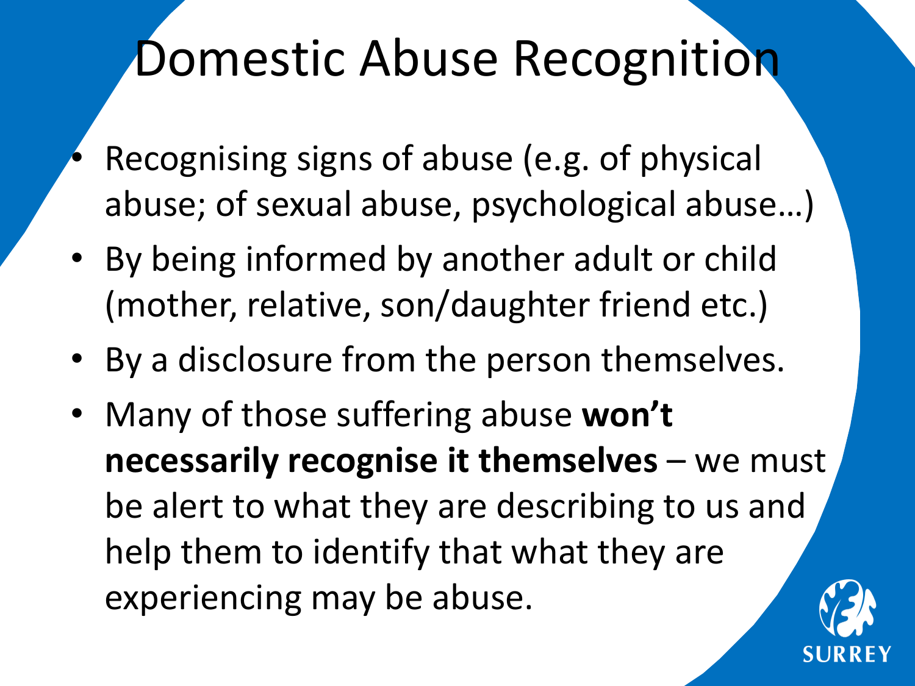# Domestic Abuse Recognition

- Recognising signs of abuse (e.g. of physical abuse; of sexual abuse, psychological abuse…)
- By being informed by another adult or child (mother, relative, son/daughter friend etc.)
- By a disclosure from the person themselves.
- Many of those suffering abuse **won't necessarily recognise it themselves** – we must be alert to what they are describing to us and help them to identify that what they are experiencing may be abuse.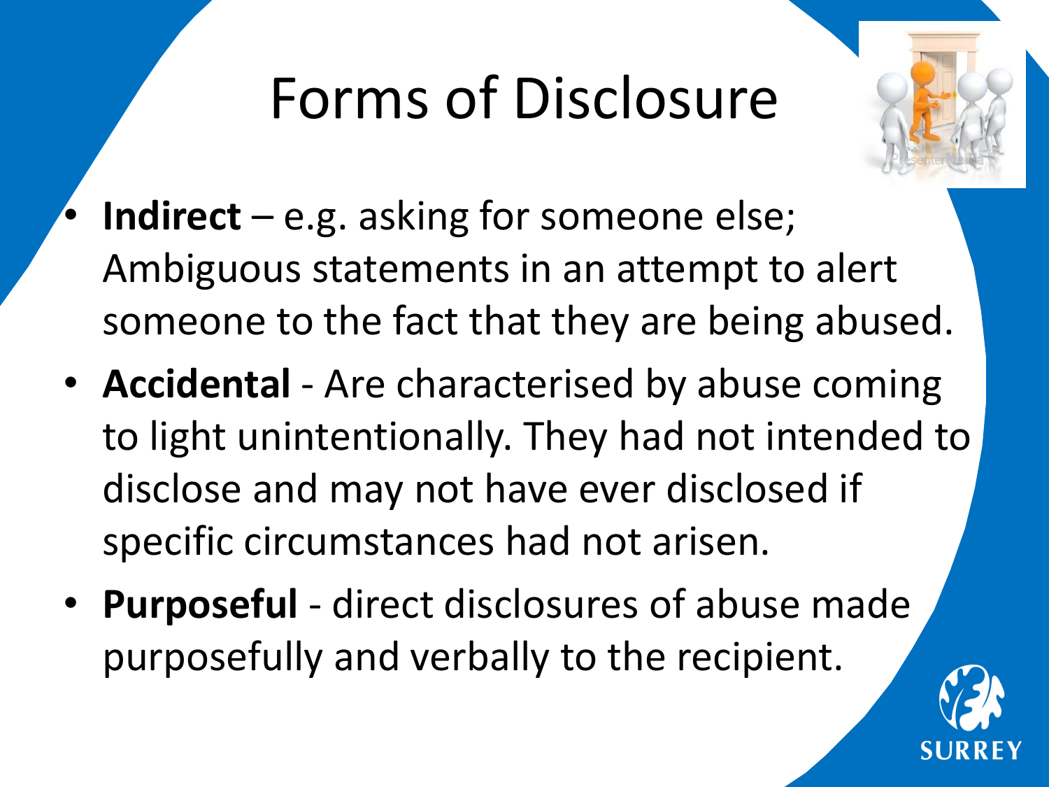# Forms of Disclosure

- **Indirect** – e.g. asking for someone else; Ambiguous statements in an attempt to alert someone to the fact that they are being abused.
- **Accidental** - Are characterised by abuse coming to light unintentionally. They had not intended to disclose and may not have ever disclosed if specific circumstances had not arisen.
- **Purposeful** - direct disclosures of abuse made purposefully and verbally to the recipient.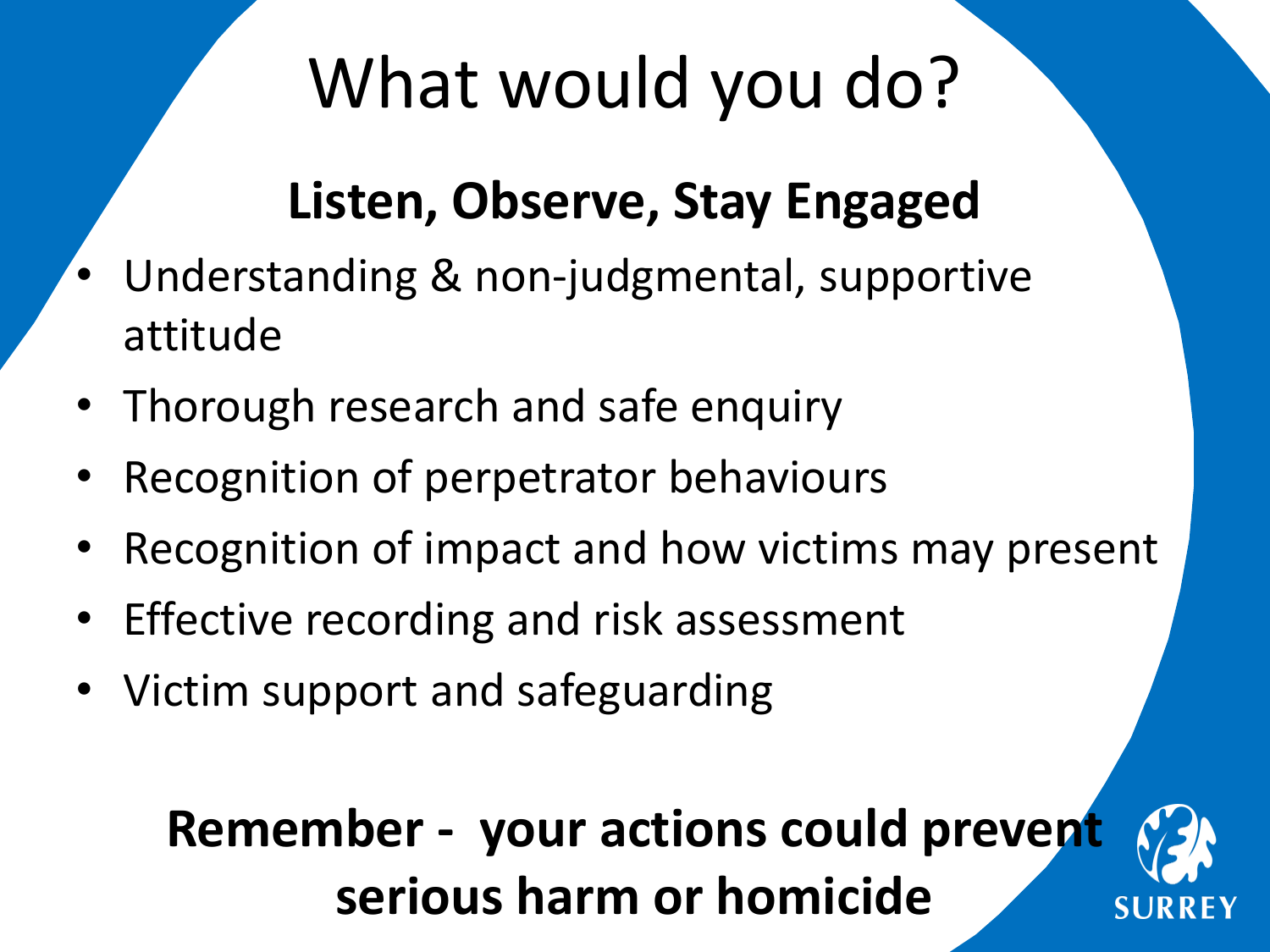# What would you do?

## Listen, Observe, Stay Engaged

- Understanding & non-judgmental, supportive attitude
- Thorough research and safe enquiry
- Recognition of perpetrator behaviours
- Recognition of impact and how victims may present
- Effective recording and risk assessment
- Victim support and safeguarding

**Remember - your actions could prevent serious harm or homicide**

SURREY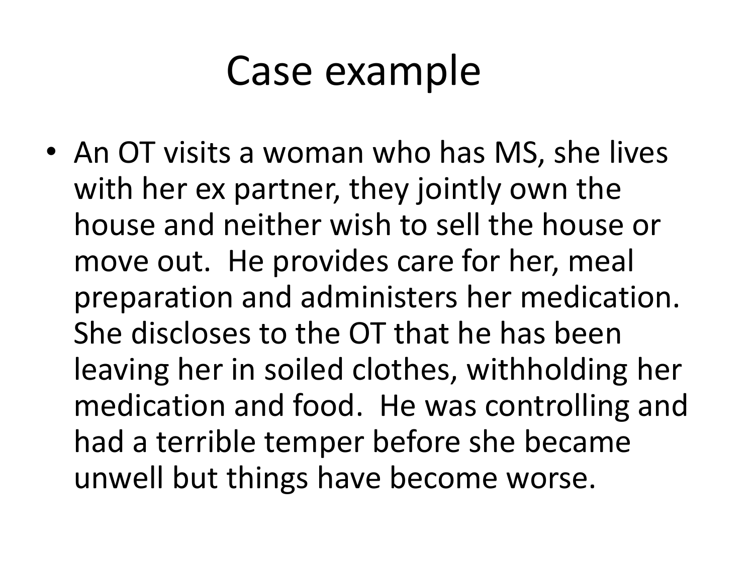# Case example

- An OT visits a woman who has MS, she lives with her ex partner, they jointly own the house and neither wish to sell the house or move out. He provides care for her, meal preparation and administers her medication. She discloses to the OT that he has been leaving her in soiled clothes, withholding her medication and food. He was controlling and had a terrible temper before she became unwell but things have become worse.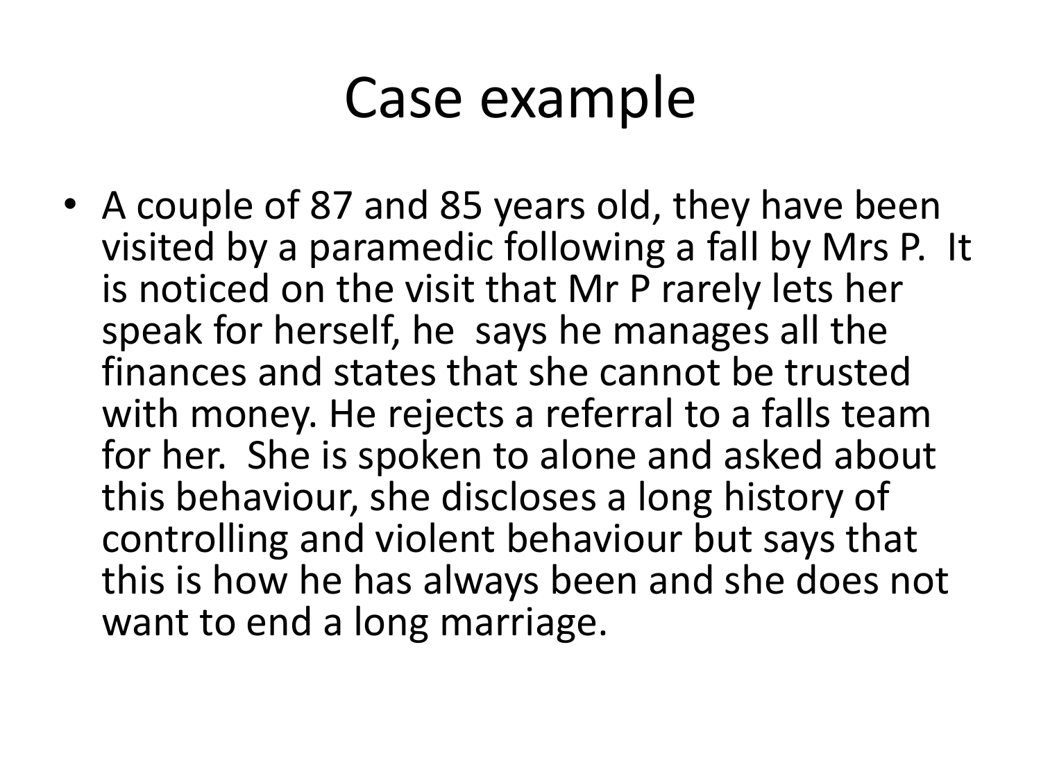# Case example

- A couple of 87 and 85 years old, they have been visited by a paramedic following a fall by Mrs P. It is noticed on the visit that Mr P rarely lets her speak for herself, he says he manages all the finances and states that she cannot be trusted with money. He rejects a referral to a falls team for her. She is spoken to alone and asked about this behaviour, she discloses a long history of controlling and violent behaviour but says that this is how he has always been and she does not want to end a long marriage.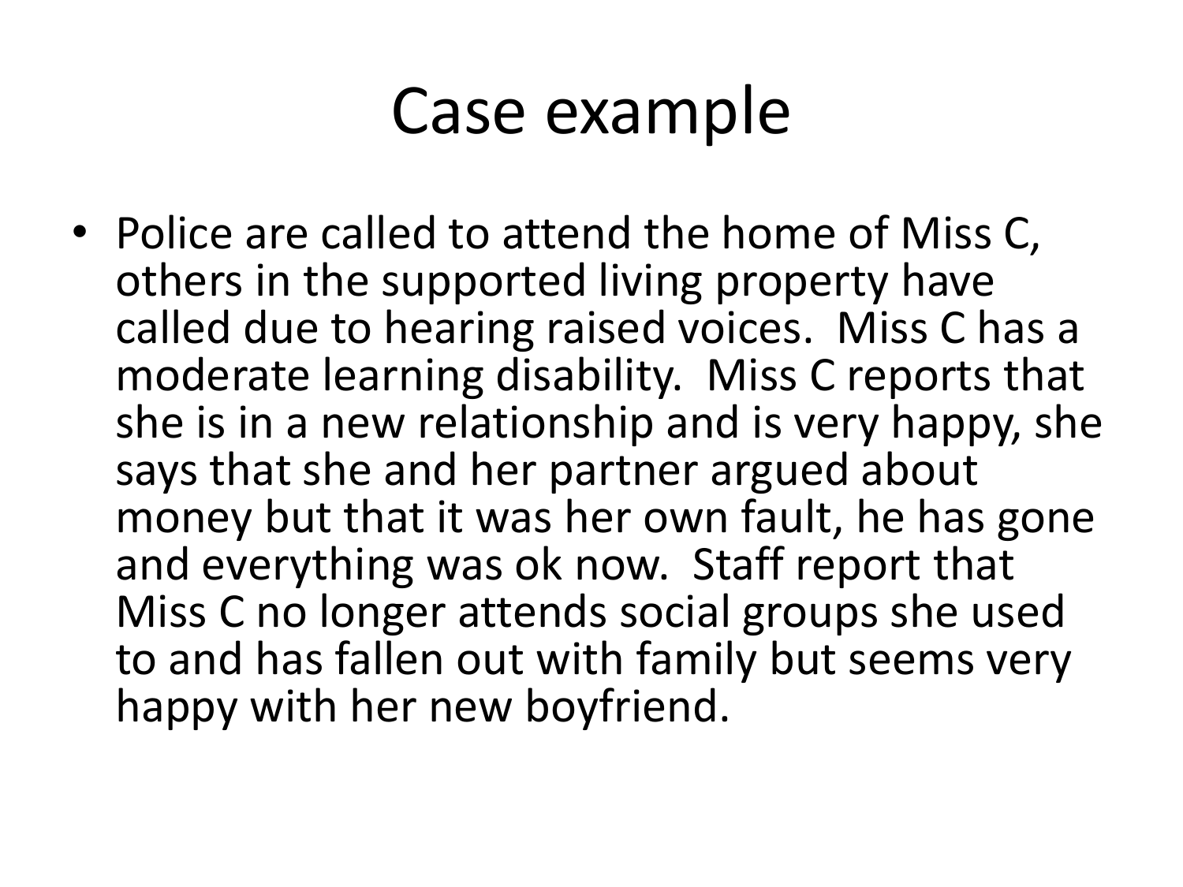# Case example

- Police are called to attend the home of Miss C, others in the supported living property have called due to hearing raised voices. Miss C has a moderate learning disability. Miss C reports that she is in a new relationship and is very happy, she says that she and her partner argued about money but that it was her own fault, he has gone and everything was ok now. Staff report that Miss C no longer attends social groups she used to and has fallen out with family but seems very happy with her new boyfriend.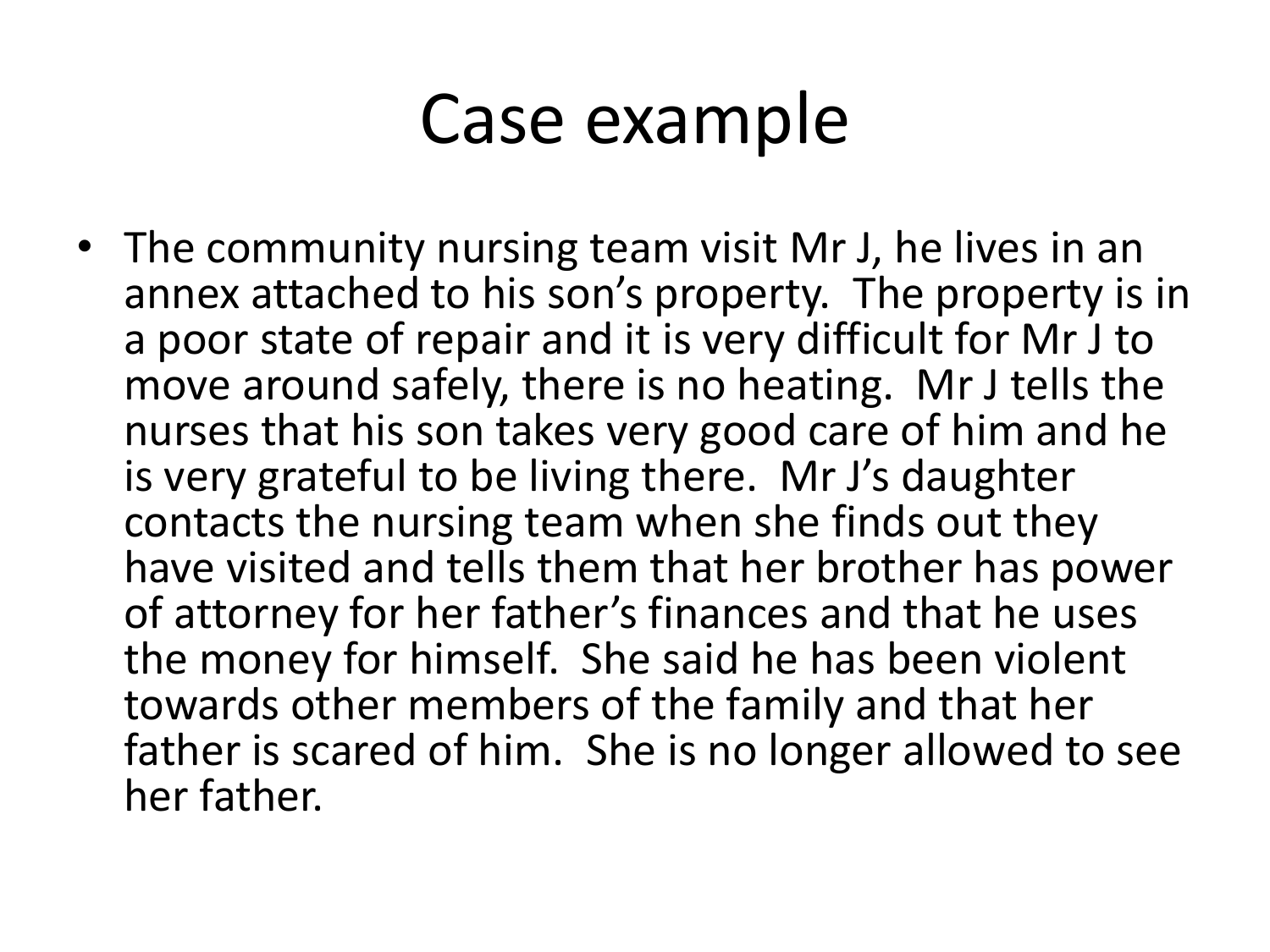# Case example

- The community nursing team visit Mr J, he lives in an annex attached to his son's property. The property is in a poor state of repair and it is very difficult for Mr J to move around safely, there is no heating. Mr J tells the nurses that his son takes very good care of him and he is very grateful to be living there. Mr J's daughter contacts the nursing team when she finds out they have visited and tells them that her brother has power of attorney for her father's finances and that he uses the money for himself. She said he has been violent towards other members of the family and that her father is scared of him. She is no longer allowed to see her father.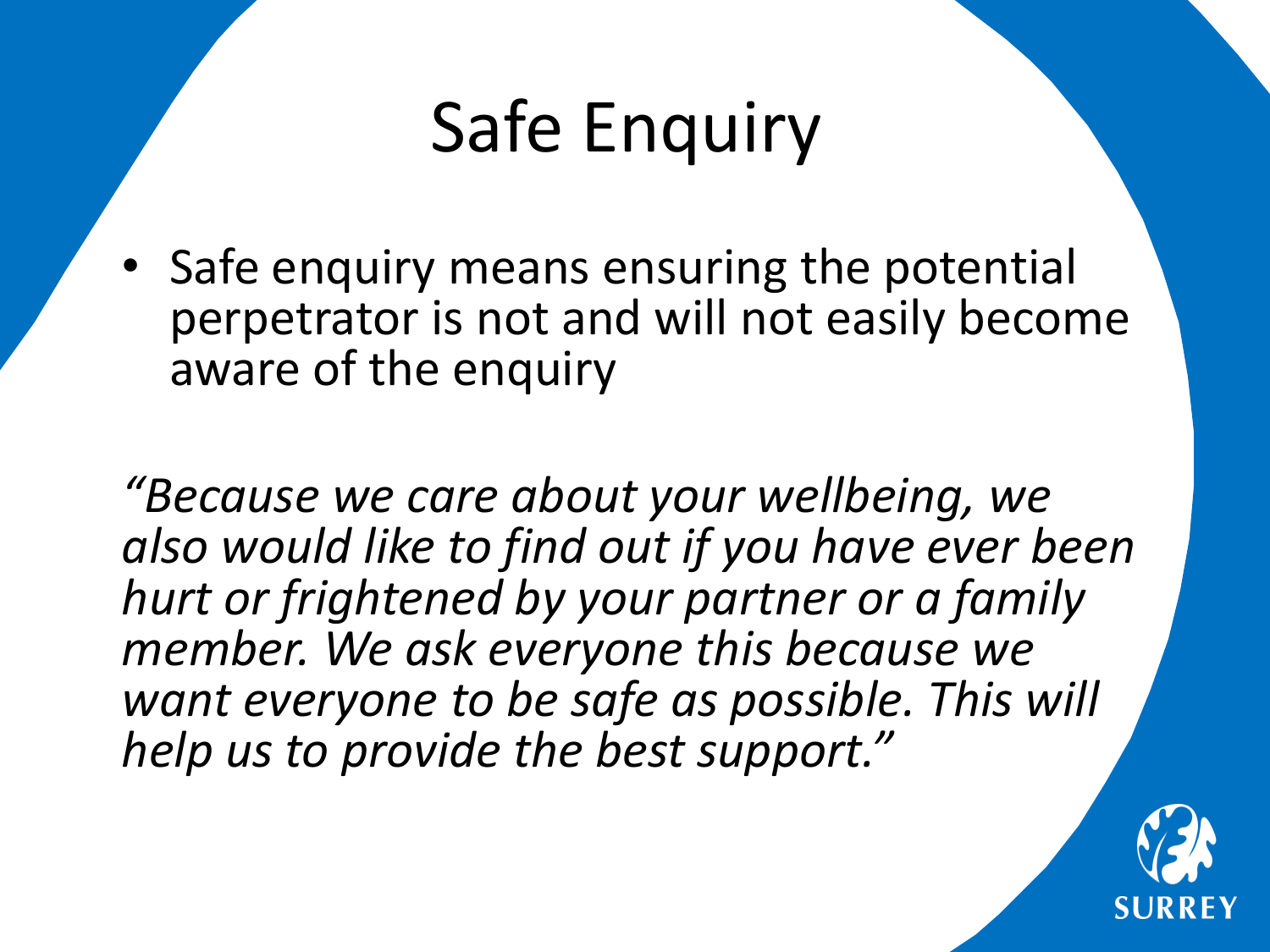# Safe Enquiry

- Safe enquiry means ensuring the potential perpetrator is not and will not easily become aware of the enquiry

*"Because we care about your wellbeing, we also would like to find out if you have ever been hurt or frightened by your partner or a family member. We ask everyone this because we want everyone to be safe as possible. This will help us to provide the best support."*

SURREY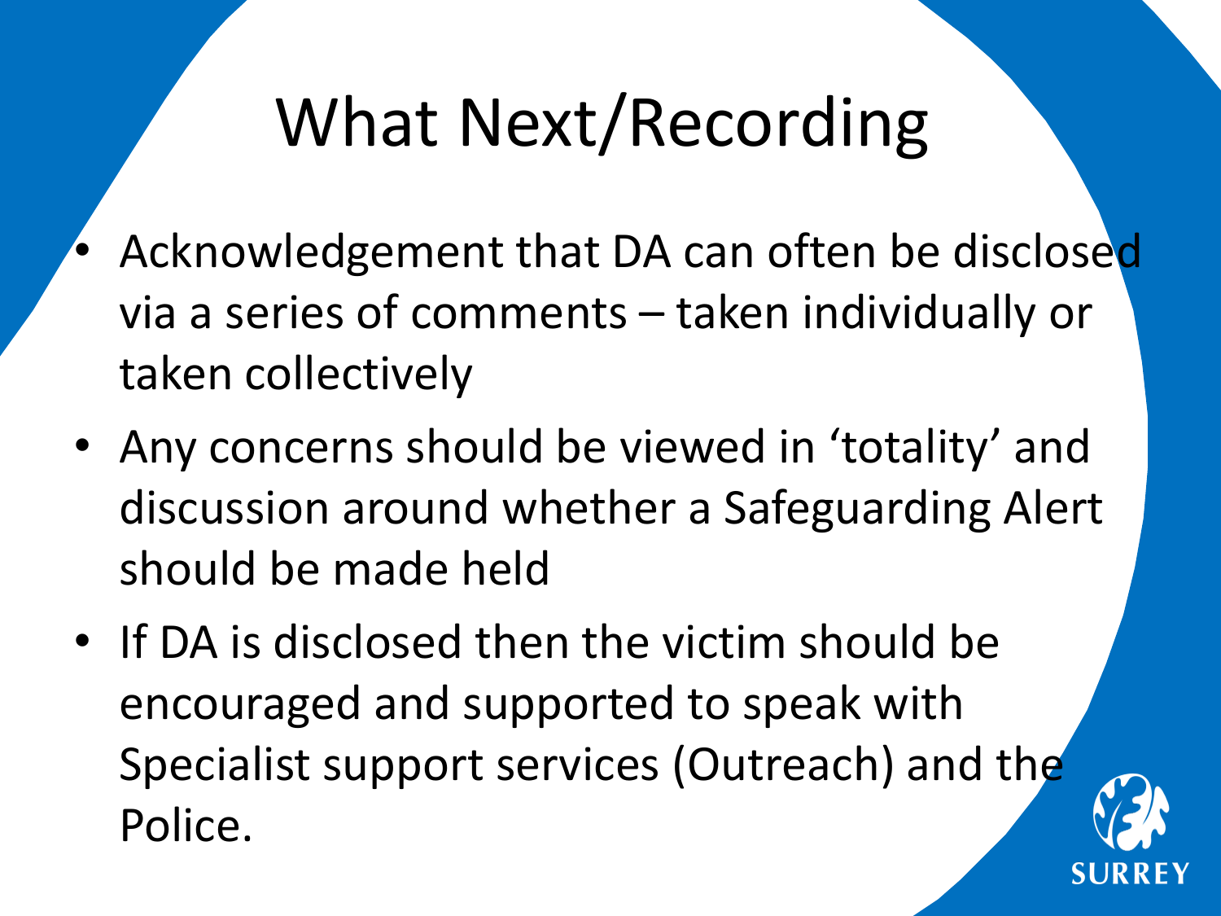# What Next/Recording

- Acknowledgement that DA can often be disclosed via a series of comments – taken individually or taken collectively
- Any concerns should be viewed in 'totality' and discussion around whether a Safeguarding Alert should be made held
- If DA is disclosed then the victim should be encouraged and supported to speak with Specialist support services (Outreach) and the Police.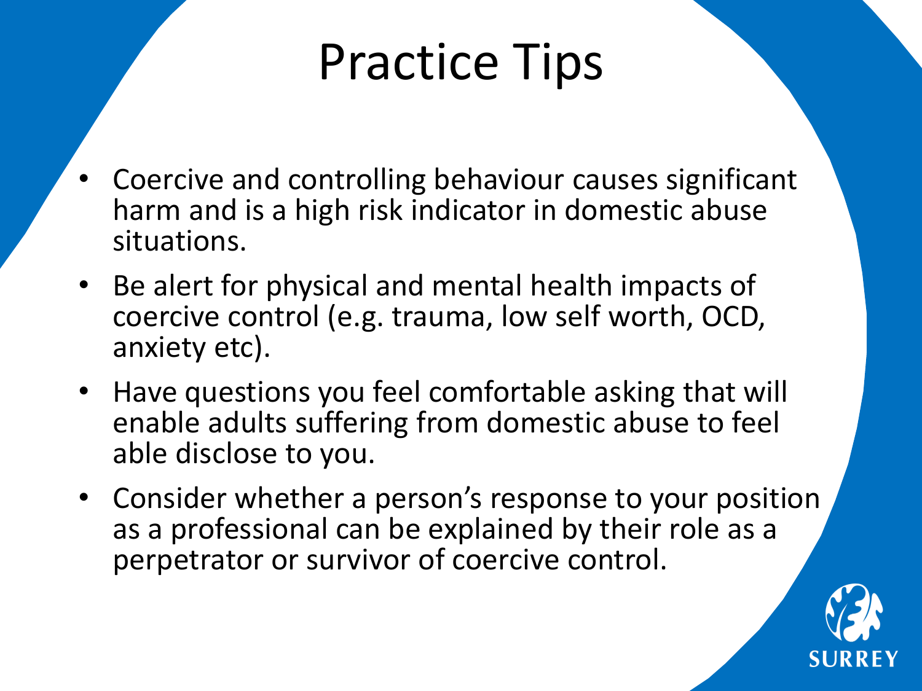# Practice Tips

- Coercive and controlling behaviour causes significant harm and is a high risk indicator in domestic abuse situations.
- Be alert for physical and mental health impacts of coercive control (e.g. trauma, low self worth, OCD, anxiety etc).
- Have questions you feel comfortable asking that will enable adults suffering from domestic abuse to feel able disclose to you.
- Consider whether a person's response to your position as a professional can be explained by their role as a perpetrator or survivor of coercive control.

SURREY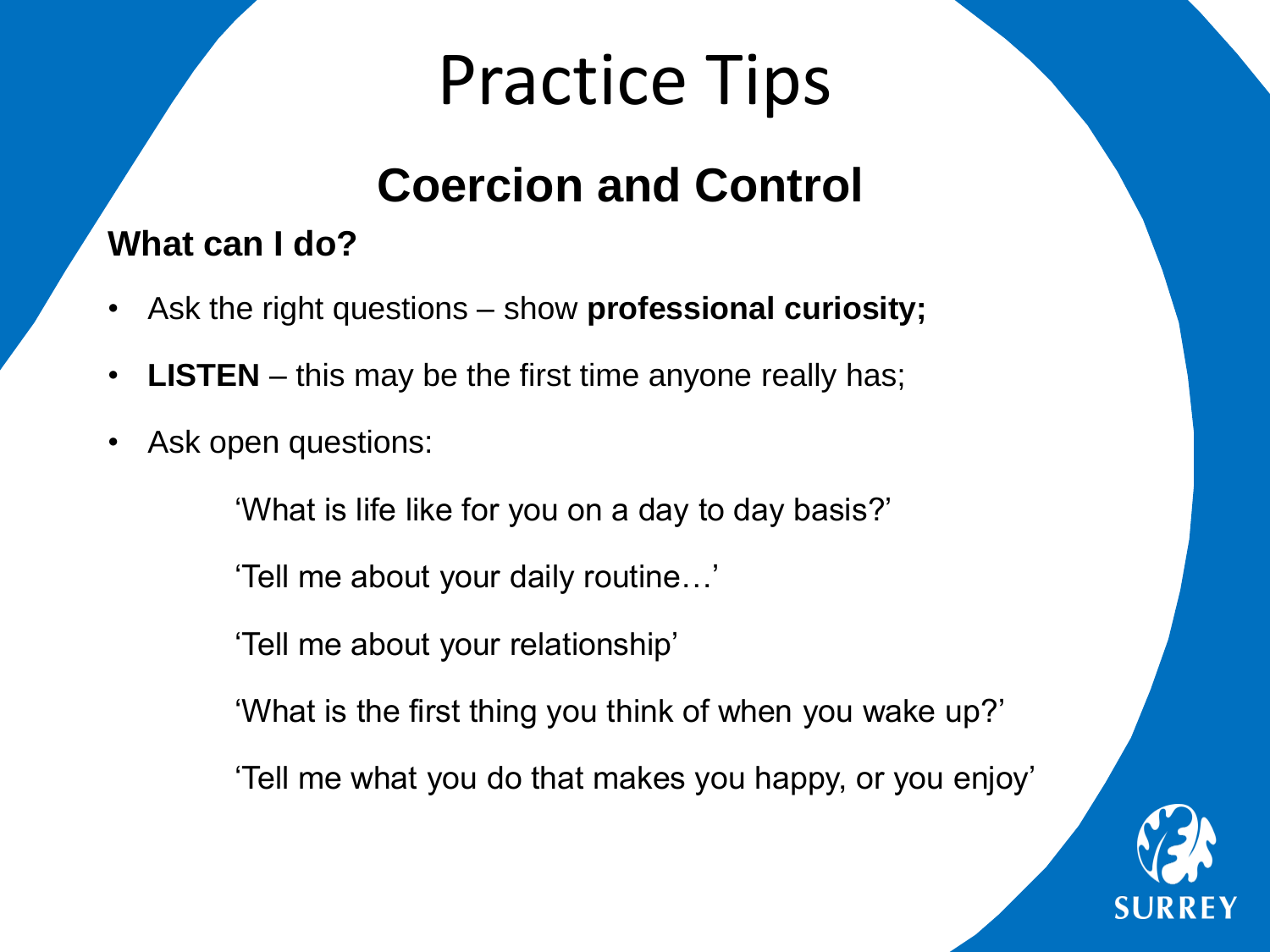# Practice Tips

## Coercion and Control

**What can I do?**

- Ask the right questions – show **professional curiosity;**
- **LISTEN** – this may be the first time anyone really has;
- Ask open questions:

  'What is life like for you on a day to day basis?'

  'Tell me about your daily routine…'

  'Tell me about your relationship'

  'What is the first thing you think of when you wake up?'

  'Tell me what you do that makes you happy, or you enjoy'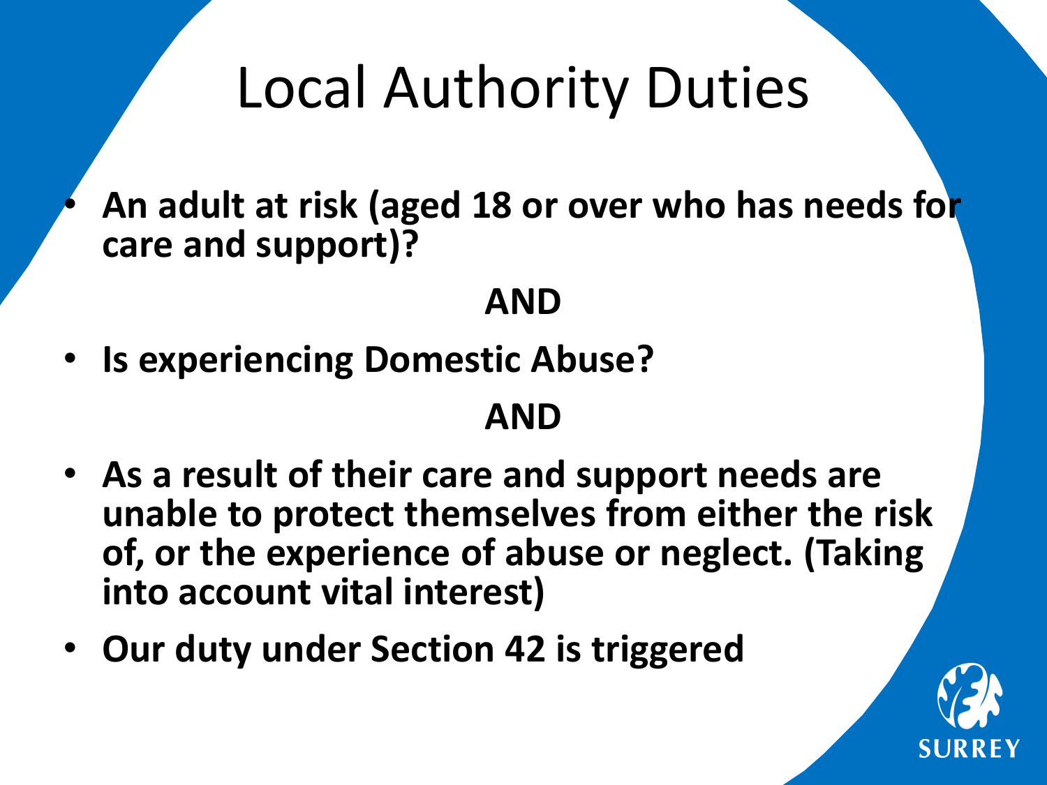# Local Authority Duties

- **An adult at risk (aged 18 or over who has needs for care and support)?**

**AND**

- **Is experiencing Domestic Abuse?**

**AND**

- **As a result of their care and support needs are unable to protect themselves from either the risk of, or the experience of abuse or neglect. (Taking into account vital interest)**
- **Our duty under Section 42 is triggered**

SURREY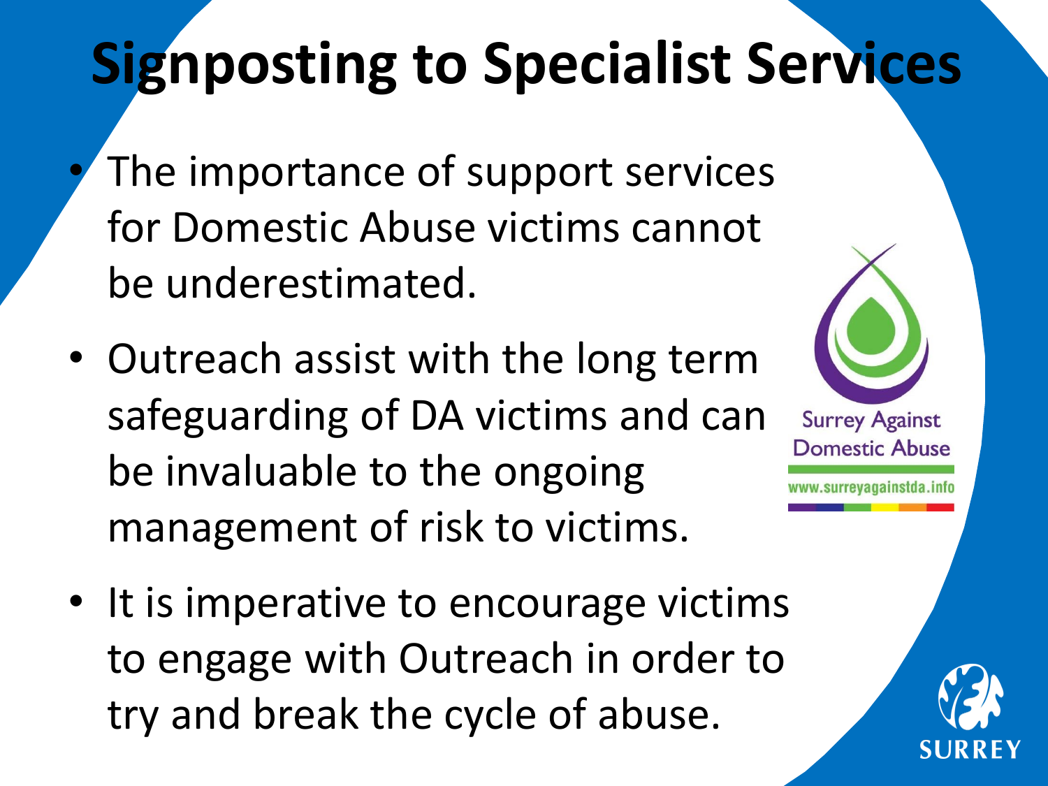# Signposting to Specialist Services

- The importance of support services for Domestic Abuse victims cannot be underestimated.
- Outreach assist with the long term safeguarding of DA victims and can be invaluable to the ongoing management of risk to victims.
- It is imperative to encourage victims to engage with Outreach in order to try and break the cycle of abuse.

Surrey Against Domestic Abuse
www.surreyagainstda.info

SURREY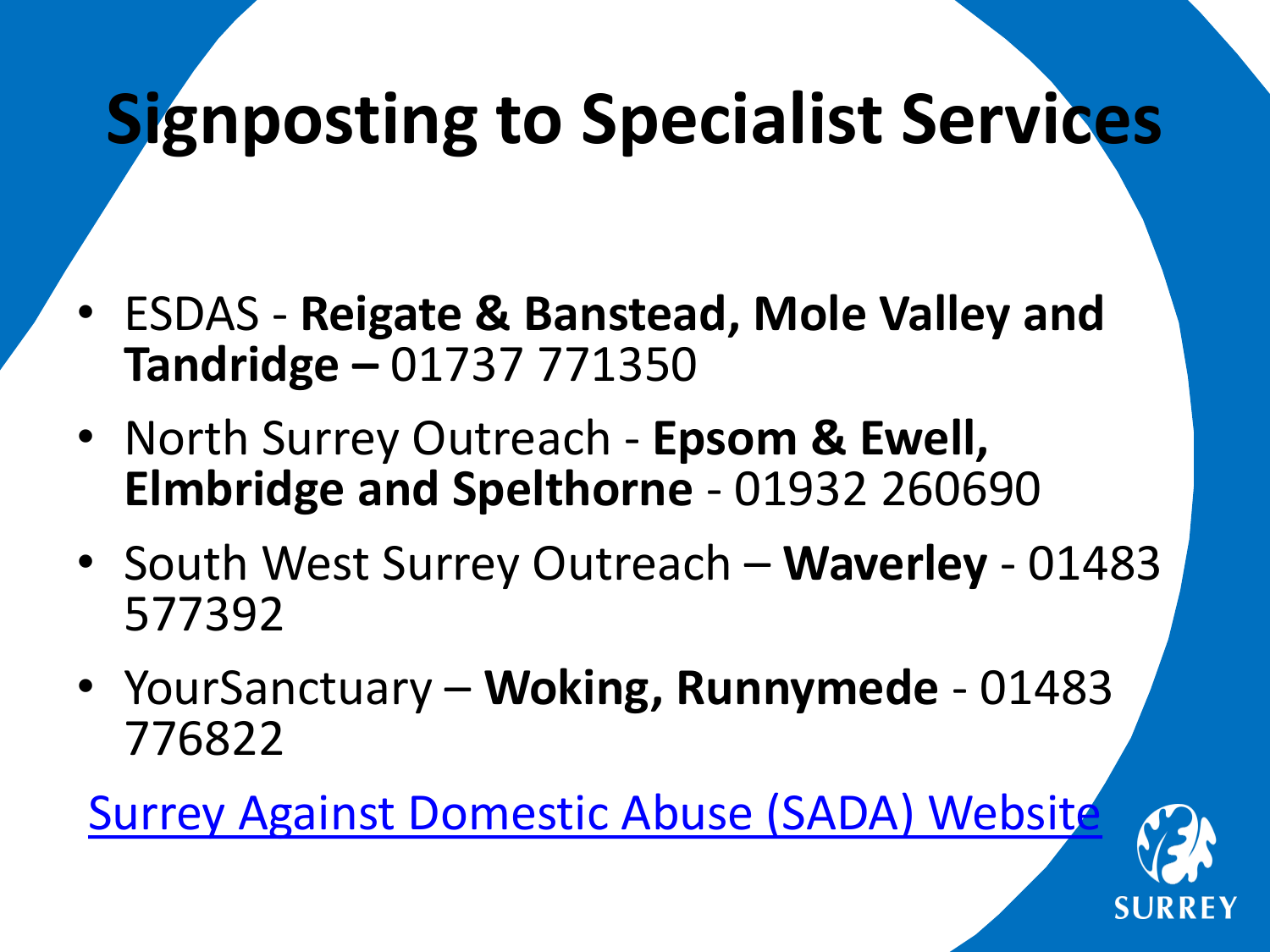# Signposting to Specialist Services

- ESDAS - **Reigate & Banstead, Mole Valley and Tandridge –** 01737 771350
- North Surrey Outreach - **Epsom & Ewell, Elmbridge and Spelthorne** - 01932 260690
- South West Surrey Outreach – **Waverley** - 01483 577392
- YourSanctuary – **Woking, Runnymede** - 01483 776822

Surrey Against Domestic Abuse (SADA) Website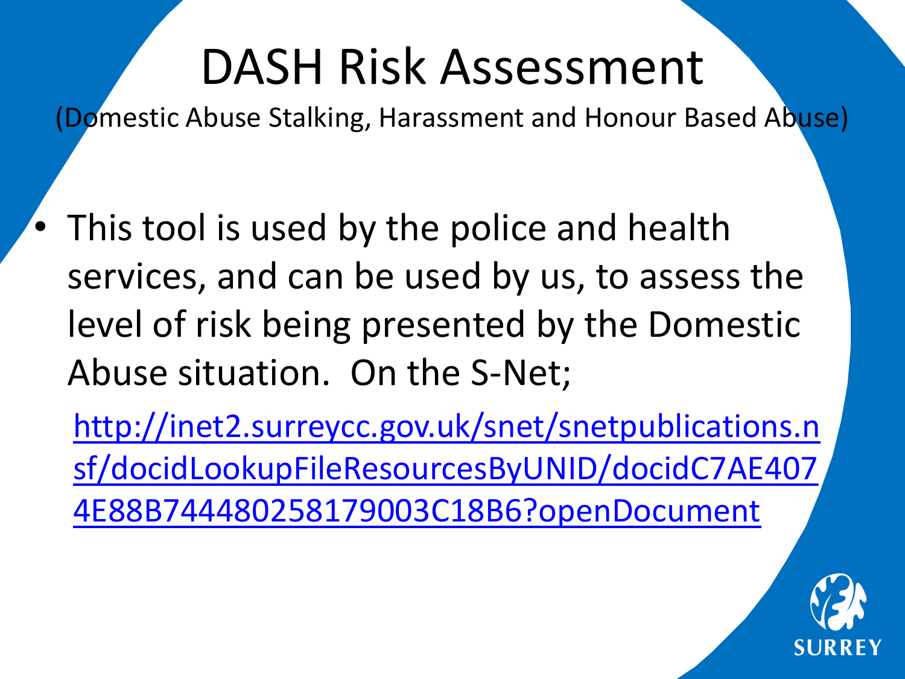# DASH Risk Assessment

(Domestic Abuse Stalking, Harassment and Honour Based Abuse)

- This tool is used by the police and health services, and can be used by us, to assess the level of risk being presented by the Domestic Abuse situation. On the S-Net;

  http://inet2.surreycc.gov.uk/snet/snetpublications.nsf/docidLookupFileResourcesByUNID/docidC7AE4074E88B744480258179003C18B6?openDocument

SURREY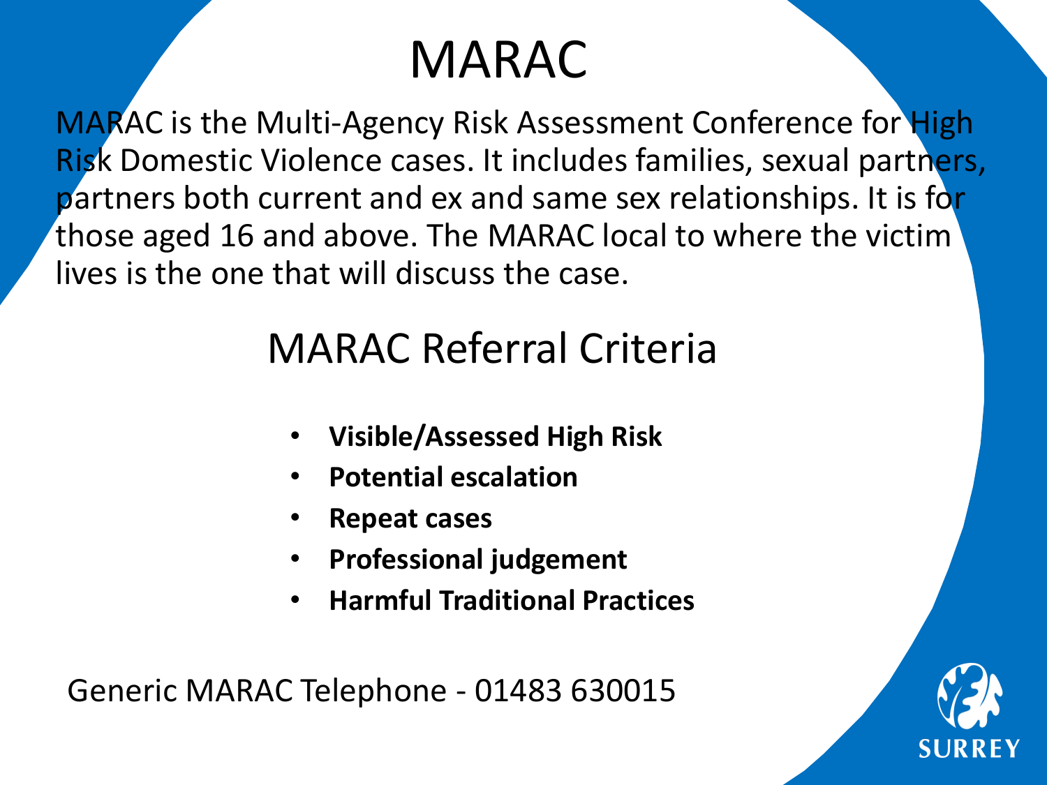# MARAC

MARAC is the Multi-Agency Risk Assessment Conference for High Risk Domestic Violence cases. It includes families, sexual partners, partners both current and ex and same sex relationships. It is for those aged 16 and above. The MARAC local to where the victim lives is the one that will discuss the case.

## MARAC Referral Criteria

- **Visible/Assessed High Risk**
- **Potential escalation**
- **Repeat cases**
- **Professional judgement**
- **Harmful Traditional Practices**

Generic MARAC Telephone - 01483 630015

SURREY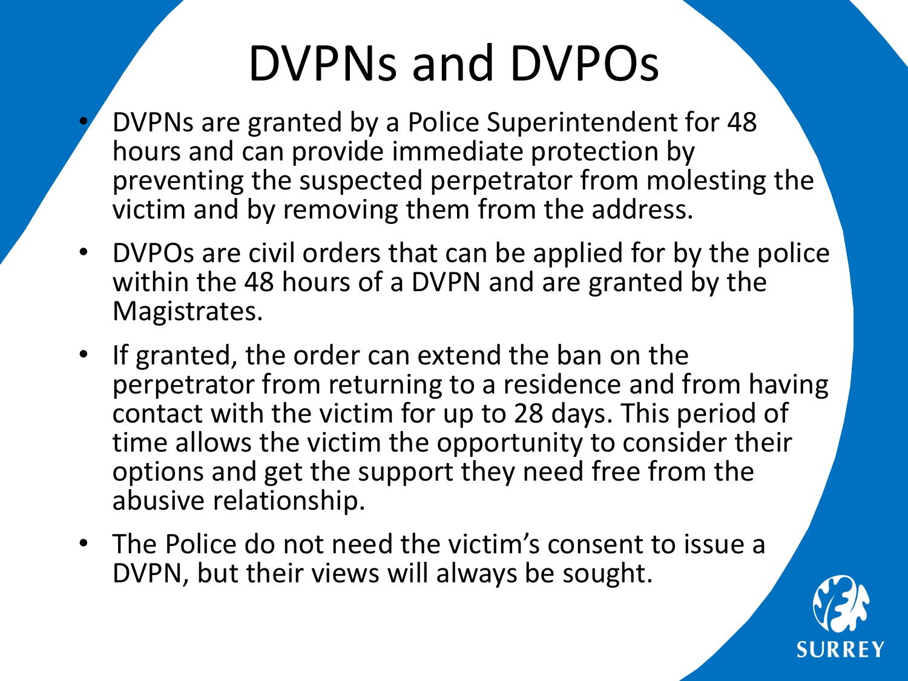# DVPNs and DVPOs

- DVPNs are granted by a Police Superintendent for 48 hours and can provide immediate protection by preventing the suspected perpetrator from molesting the victim and by removing them from the address.
- DVPOs are civil orders that can be applied for by the police within the 48 hours of a DVPN and are granted by the Magistrates.
- If granted, the order can extend the ban on the perpetrator from returning to a residence and from having contact with the victim for up to 28 days. This period of time allows the victim the opportunity to consider their options and get the support they need free from the abusive relationship.
- The Police do not need the victim's consent to issue a DVPN, but their views will always be sought.

SURREY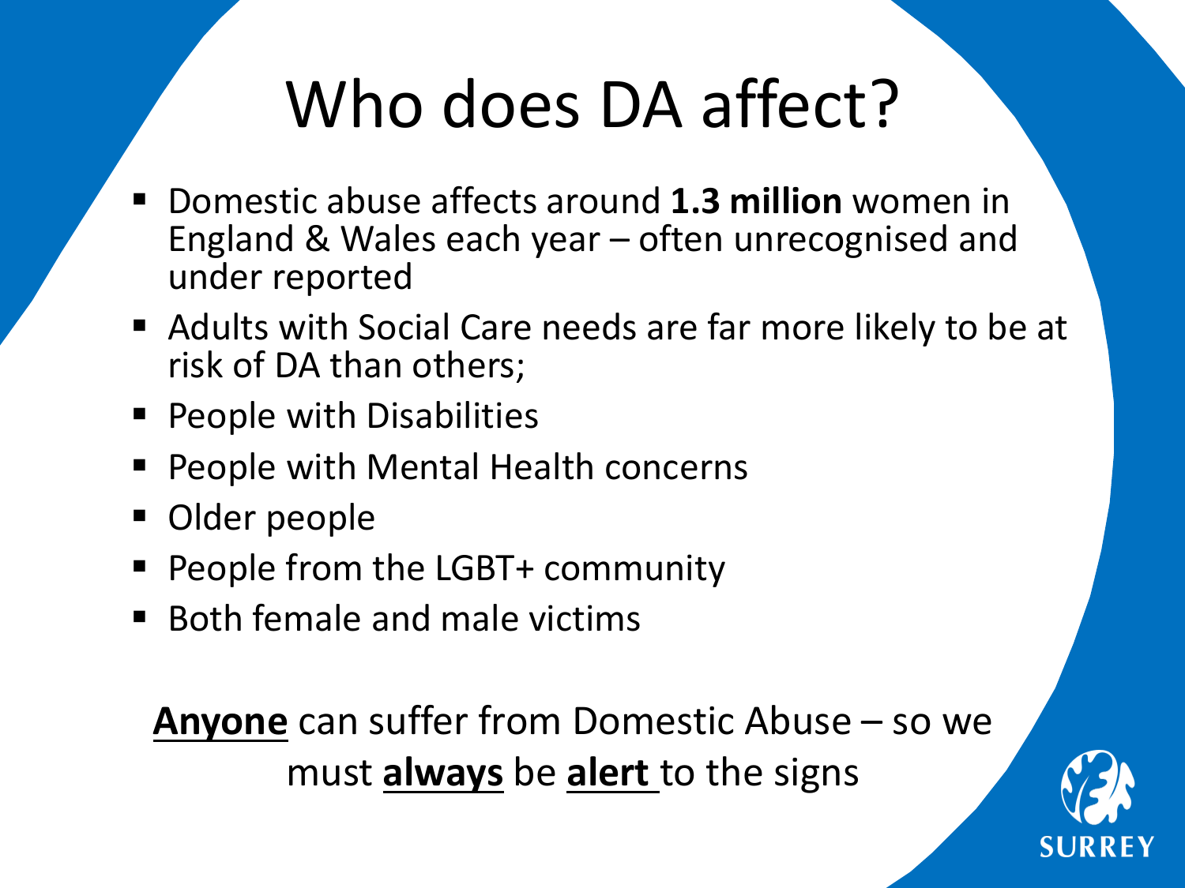# Who does DA affect?

- Domestic abuse affects around **1.3 million** women in England & Wales each year – often unrecognised and under reported
- Adults with Social Care needs are far more likely to be at risk of DA than others;
- People with Disabilities
- People with Mental Health concerns
- Older people
- People from the LGBT+ community
- Both female and male victims

<u>**Anyone**</u> can suffer from Domestic Abuse – so we must <u>**always**</u> be <u>**alert**</u> to the signs

SURREY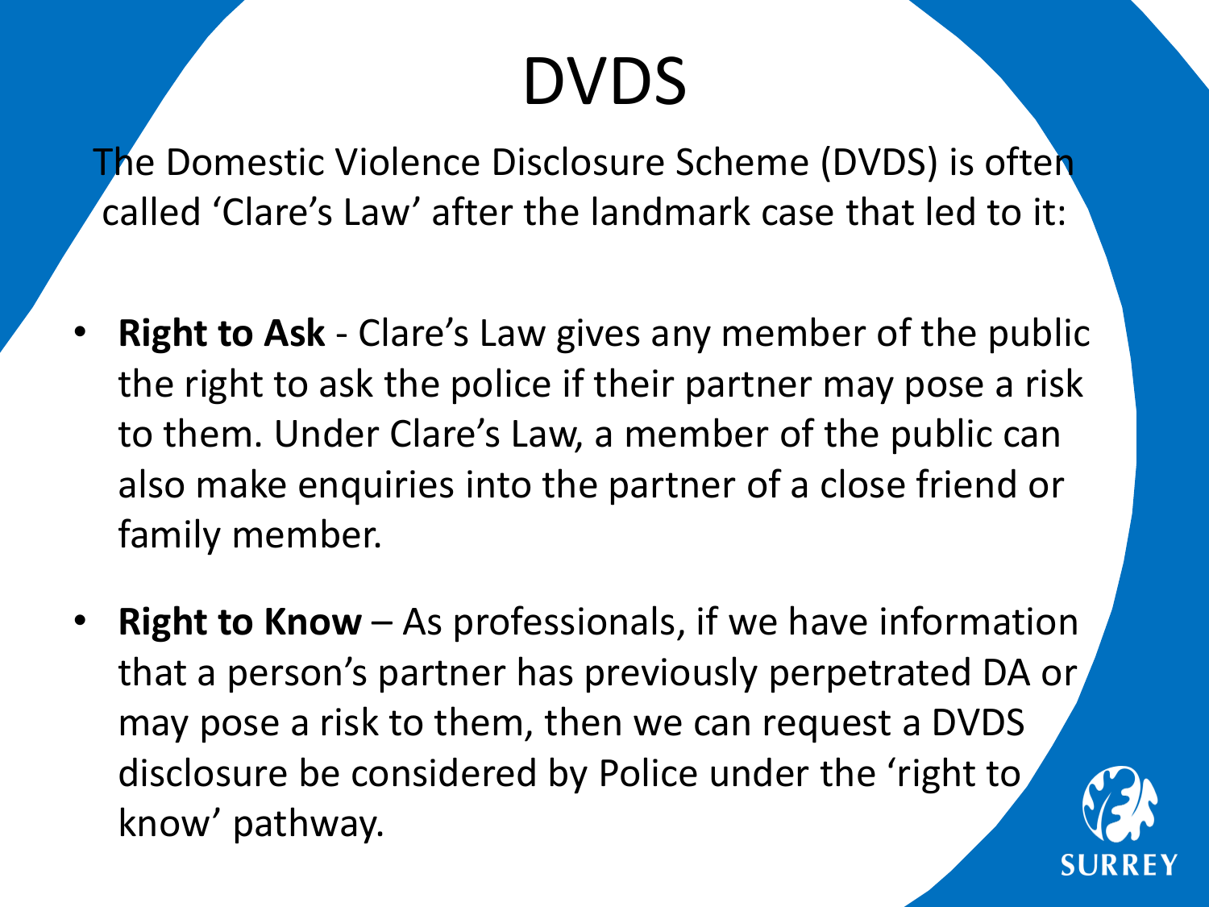# DVDS

The Domestic Violence Disclosure Scheme (DVDS) is often called 'Clare's Law' after the landmark case that led to it:

- **Right to Ask** - Clare's Law gives any member of the public the right to ask the police if their partner may pose a risk to them. Under Clare's Law, a member of the public can also make enquiries into the partner of a close friend or family member.
- **Right to Know** – As professionals, if we have information that a person's partner has previously perpetrated DA or may pose a risk to them, then we can request a DVDS disclosure be considered by Police under the 'right to know' pathway.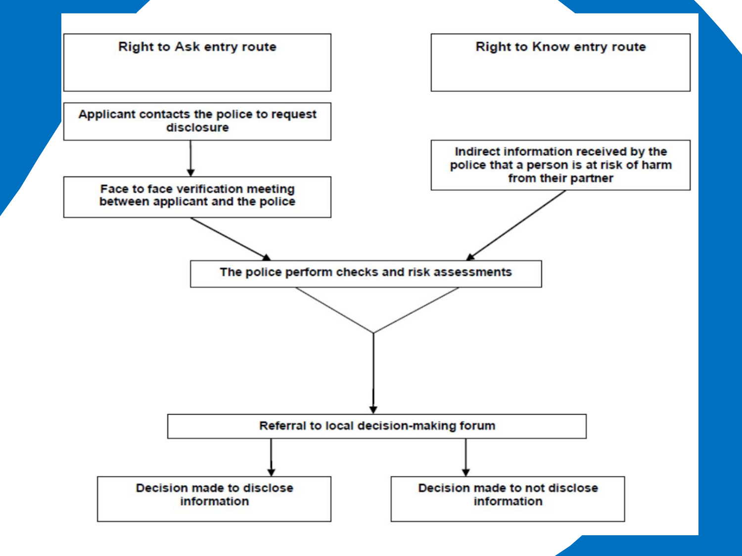Right to Ask entry route

Applicant contacts the police to request disclosure

Face to face verification meeting between applicant and the police

Right to Know entry route

Indirect information received by the police that a person is at risk of harm from their partner

The police perform checks and risk assessments

Referral to local decision-making forum

Decision made to disclose information

Decision made to not disclose information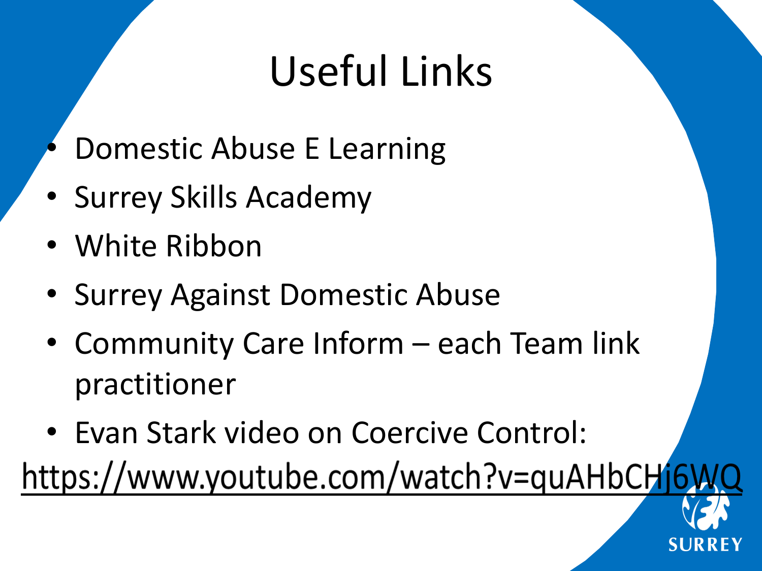# Useful Links

- Domestic Abuse E Learning
- Surrey Skills Academy
- White Ribbon
- Surrey Against Domestic Abuse
- Community Care Inform – each Team link practitioner
- Evan Stark video on Coercive Control:

https://www.youtube.com/watch?v=quAHbCHj6WQ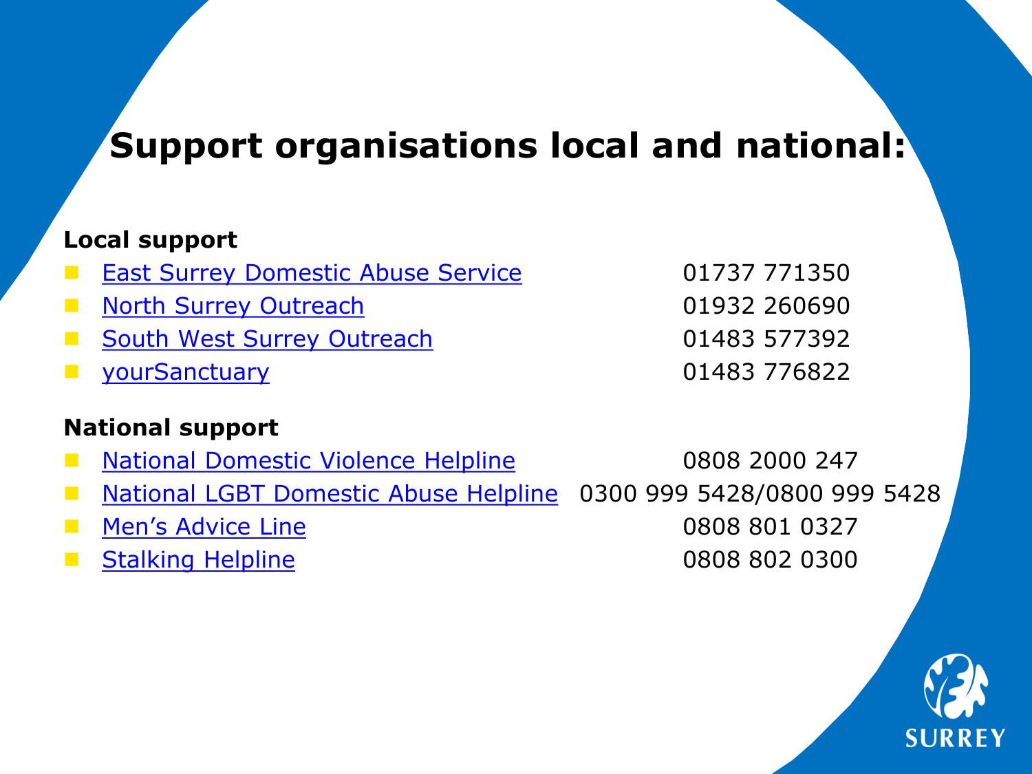# Support organisations local and national:

**Local support**

- East Surrey Domestic Abuse Service 01737 771350
- North Surrey Outreach 01932 260690
- South West Surrey Outreach 01483 577392
- yourSanctuary 01483 776822

**National support**

- National Domestic Violence Helpline 0808 2000 247
- National LGBT Domestic Abuse Helpline 0300 999 5428/0800 999 5428
- Men's Advice Line 0808 801 0327
- Stalking Helpline 0808 802 0300

SURREY